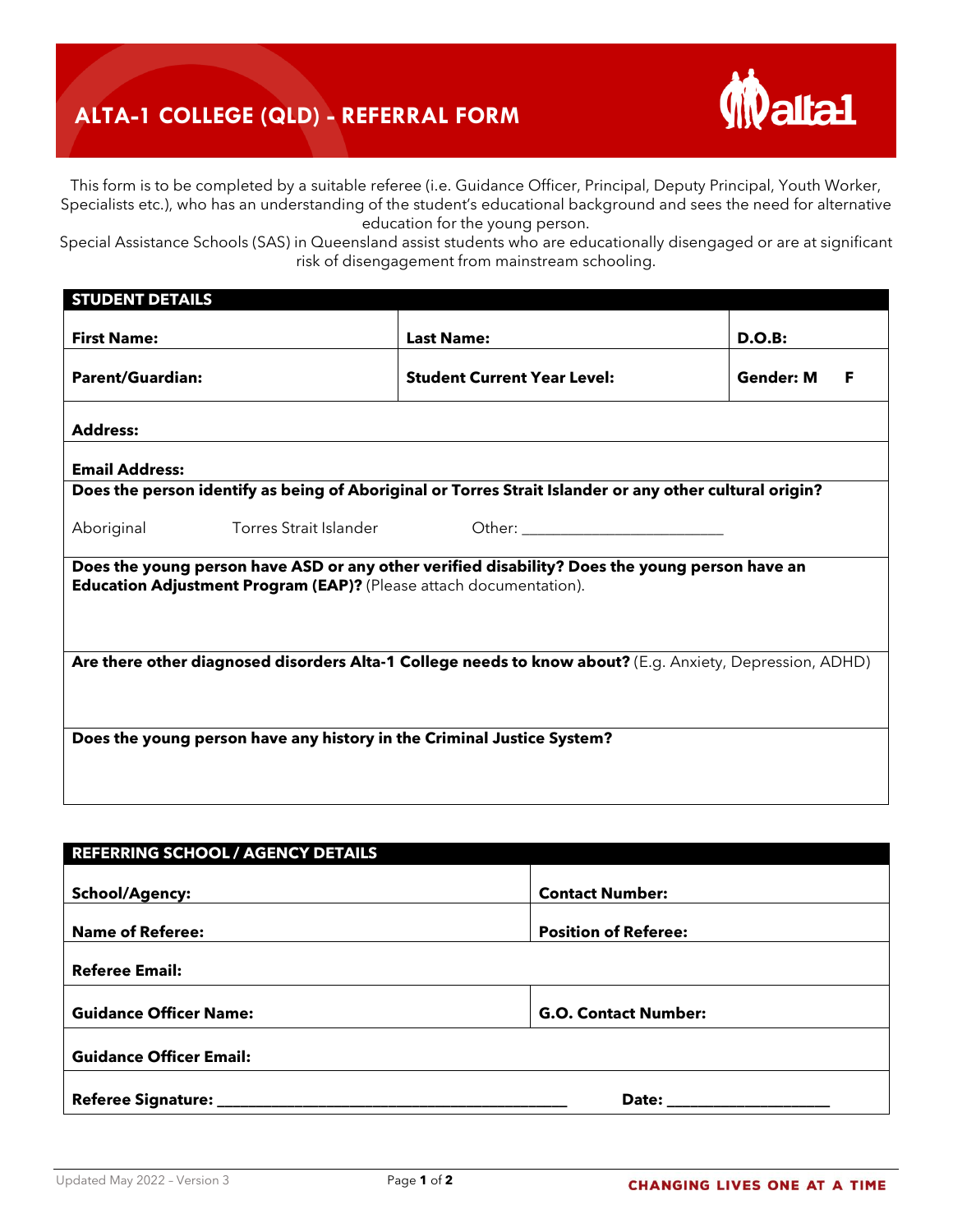# ALTA-1 COLLEGE (QLD) - REFERRAL FORM

This form is to be completed by a suitable referee (i.e. Guidance Officer, Principal, Deputy Principal, Youth Worker, Specialists etc.), who has an understanding of the student's educational background and sees the need for alternative education for the young person.

Special Assistance Schools (SAS) in Queensland assist students who are educationally disengaged or are at significant risk of disengagement from mainstream schooling.

| **STUDENT DETAILS** | | |
|---|---|---|
| **First Name:** | **Last Name:** | **D.O.B:** |
| **Parent/Guardian:** | **Student Current Year Level:** | **Gender: M F** |
| **Address:** | | |
| **Email Address:** | | |

**Does the person identify as being of Aboriginal or Torres Strait Islander or any other cultural origin?**

Aboriginal Torres Strait Islander Other: ___________________________

**Does the young person have ASD or any other verified disability? Does the young person have an Education Adjustment Program (EAP)?** (Please attach documentation).

**Are there other diagnosed disorders Alta-1 College needs to know about?** (E.g. Anxiety, Depression, ADHD)

**Does the young person have any history in the Criminal Justice System?**

| **REFERRING SCHOOL / AGENCY DETAILS** | |
|---|---|
| **School/Agency:** | **Contact Number:** |
| **Name of Referee:** | **Position of Referee:** |
| **Referee Email:** | |
| **Guidance Officer Name:** | **G.O. Contact Number:** |
| **Guidance Officer Email:** | |
| **Referee Signature:** ______________________________________________ | **Date:** ____________________ |

Updated May 2022 – Version 3

CHANGING LIVES ONE AT A TIME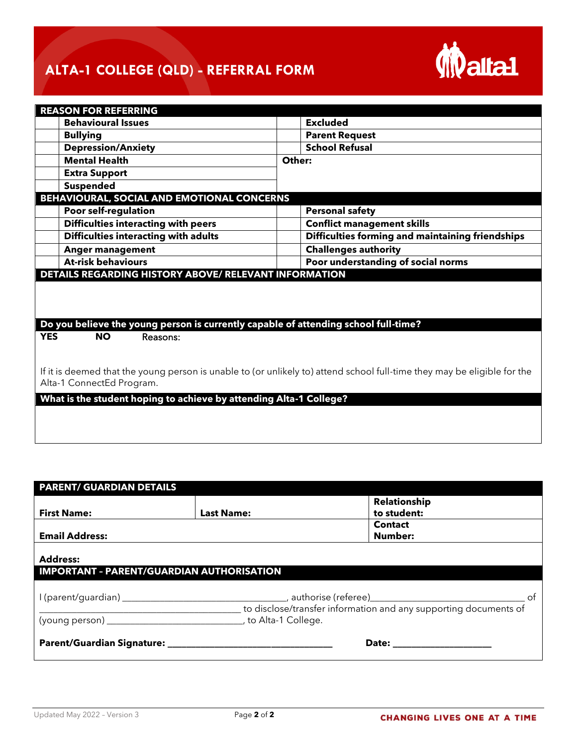# ALTA-1 COLLEGE (QLD) - REFERRAL FORM

| REASON FOR REFERRING | | | |
|---|---|---|---|
| | **Behavioural Issues** | | **Excluded** |
| | **Bullying** | | **Parent Request** |
| | **Depression/Anxiety** | | **School Refusal** |
| | **Mental Health** | **Other:** | |
| | **Extra Support** | | |
| | **Suspended** | | |

| BEHAVIOURAL, SOCIAL AND EMOTIONAL CONCERNS | | | |
|---|---|---|---|
| | **Poor self-regulation** | | **Personal safety** |
| | **Difficulties interacting with peers** | | **Conflict management skills** |
| | **Difficulties interacting with adults** | | **Difficulties forming and maintaining friendships** |
| | **Anger management** | | **Challenges authority** |
| | **At-risk behaviours** | | **Poor understanding of social norms** |

**DETAILS REGARDING HISTORY ABOVE/ RELEVANT INFORMATION**

**Do you believe the young person is currently capable of attending school full-time?**

**YES** **NO** Reasons:

If it is deemed that the young person is unable to (or unlikely to) attend school full-time they may be eligible for the Alta-1 ConnectEd Program.

**What is the student hoping to achieve by attending Alta-1 College?**

| PARENT/ GUARDIAN DETAILS | | |
|---|---|---|
| **First Name:** | **Last Name:** | **Relationship to student:** |
| **Email Address:** | | **Contact Number:** |
| **Address:** | | |

**IMPORTANT – PARENT/GUARDIAN AUTHORISATION**

I (parent/guardian) ________________________________, authorise (referee)________________________________ of ________________________________________ to disclose/transfer information and any supporting documents of (young person) ____________________________, to Alta-1 College.

**Parent/Guardian Signature:** ________________________________ **Date:** ____________________

Updated May 2022 – Version 3

CHANGING LIVES ONE AT A TIME